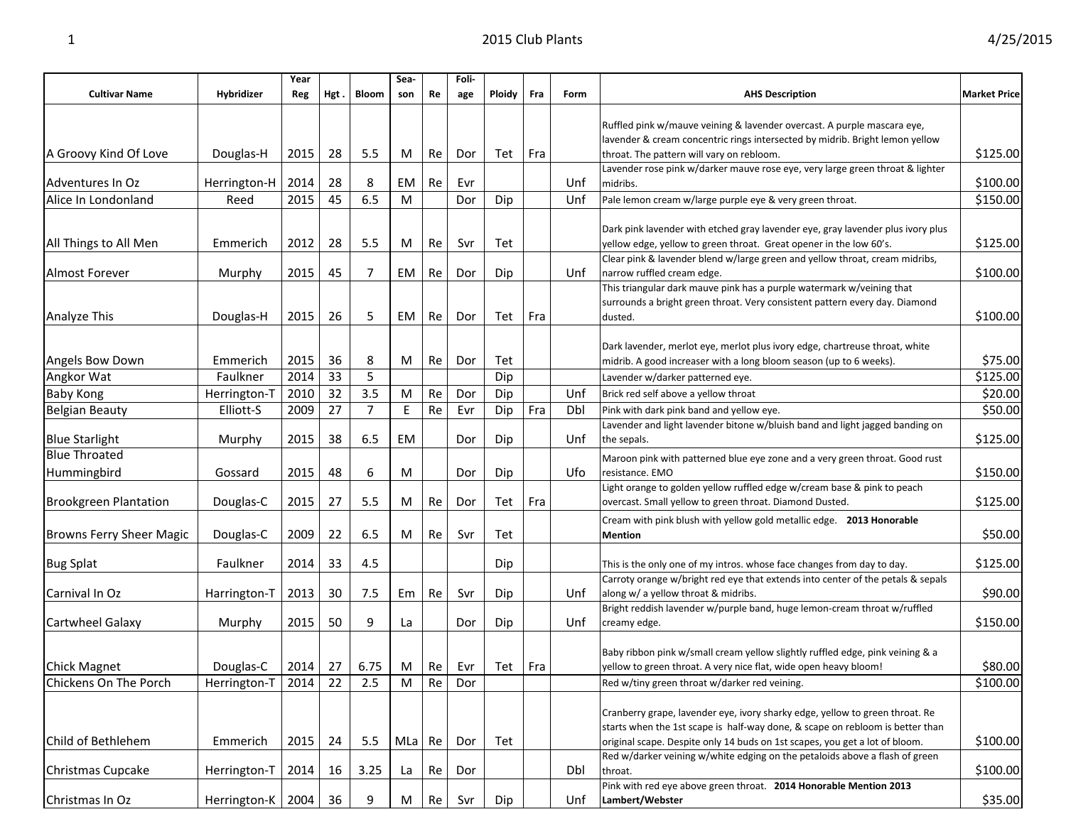# 2015 Club Plants

4/25/2015

| Cultivar Name | Hybridizer | Year Reg | Hgt . | Bloom | Sea-son | Re | Foli-age | Ploidy | Fra | Form | AHS Description | Market Price |
|---|---|---|---|---|---|---|---|---|---|---|---|---|
| A Groovy Kind Of Love | Douglas-H | 2015 | 28 | 5.5 | M | Re | Dor | Tet | Fra | | Ruffled pink w/mauve veining & lavender overcast. A purple mascara eye, lavender & cream concentric rings intersected by midrib. Bright lemon yellow throat. The pattern will vary on rebloom. | $125.00 |
| Adventures In Oz | Herrington-H | 2014 | 28 | 8 | EM | Re | Evr | | | Unf | Lavender rose pink w/darker mauve rose eye, very large green throat & lighter midribs. | $100.00 |
| Alice In Londonland | Reed | 2015 | 45 | 6.5 | M | | Dor | Dip | | Unf | Pale lemon cream w/large purple eye & very green throat. | $150.00 |
| All Things to All Men | Emmerich | 2012 | 28 | 5.5 | M | Re | Svr | Tet | | | Dark pink lavender with etched gray lavender eye, gray lavender plus ivory plus yellow edge, yellow to green throat. Great opener in the low 60's. | $125.00 |
| Almost Forever | Murphy | 2015 | 45 | 7 | EM | Re | Dor | Dip | | Unf | Clear pink & lavender blend w/large green and yellow throat, cream midribs, narrow ruffled cream edge. | $100.00 |
| Analyze This | Douglas-H | 2015 | 26 | 5 | EM | Re | Dor | Tet | Fra | | This triangular dark mauve pink has a purple watermark w/veining that surrounds a bright green throat. Very consistent pattern every day. Diamond dusted. | $100.00 |
| Angels Bow Down | Emmerich | 2015 | 36 | 8 | M | Re | Dor | Tet | | | Dark lavender, merlot eye, merlot plus ivory edge, chartreuse throat, white midrib. A good increaser with a long bloom season (up to 6 weeks). | $75.00 |
| Angkor Wat | Faulkner | 2014 | 33 | 5 | | | | Dip | | | Lavender w/darker patterned eye. | $125.00 |
| Baby Kong | Herrington-T | 2010 | 32 | 3.5 | M | Re | Dor | Dip | | Unf | Brick red self above a yellow throat | $20.00 |
| Belgian Beauty | Elliott-S | 2009 | 27 | 7 | E | Re | Evr | Dip | Fra | Dbl | Pink with dark pink band and yellow eye. | $50.00 |
| Blue Starlight | Murphy | 2015 | 38 | 6.5 | EM | | Dor | Dip | | Unf | Lavender and light lavender bitone w/bluish band and light jagged banding on the sepals. | $125.00 |
| Blue Throated Hummingbird | Gossard | 2015 | 48 | 6 | M | | Dor | Dip | | Ufo | Maroon pink with patterned blue eye zone and a very green throat. Good rust resistance. EMO | $150.00 |
| Brookgreen Plantation | Douglas-C | 2015 | 27 | 5.5 | M | Re | Dor | Tet | Fra | | Light orange to golden yellow ruffled edge w/cream base & pink to peach overcast. Small yellow to green throat. Diamond Dusted. | $125.00 |
| Browns Ferry Sheer Magic | Douglas-C | 2009 | 22 | 6.5 | M | Re | Svr | Tet | | | Cream with pink blush with yellow gold metallic edge. **2013 Honorable Mention** | $50.00 |
| Bug Splat | Faulkner | 2014 | 33 | 4.5 | | | | Dip | | | This is the only one of my intros. whose face changes from day to day. | $125.00 |
| Carnival In Oz | Harrington-T | 2013 | 30 | 7.5 | Em | Re | Svr | Dip | | Unf | Carroty orange w/bright red eye that extends into center of the petals & sepals along w/ a yellow throat & midribs. | $90.00 |
| Cartwheel Galaxy | Murphy | 2015 | 50 | 9 | La | | Dor | Dip | | Unf | Bright reddish lavender w/purple band, huge lemon-cream throat w/ruffled creamy edge. | $150.00 |
| Chick Magnet | Douglas-C | 2014 | 27 | 6.75 | M | Re | Evr | Tet | Fra | | Baby ribbon pink w/small cream yellow slightly ruffled edge, pink veining & a yellow to green throat. A very nice flat, wide open heavy bloom! | $80.00 |
| Chickens On The Porch | Herrington-T | 2014 | 22 | 2.5 | M | Re | Dor | | | | Red w/tiny green throat w/darker red veining. | $100.00 |
| Child of Bethlehem | Emmerich | 2015 | 24 | 5.5 | MLa | Re | Dor | Tet | | | Cranberry grape, lavender eye, ivory sharky edge, yellow to green throat. Re starts when the 1st scape is half-way done, & scape on rebloom is better than original scape. Despite only 14 buds on 1st scapes, you get a lot of bloom. | $100.00 |
| Christmas Cupcake | Herrington-T | 2014 | 16 | 3.25 | La | Re | Dor | | | Dbl | Red w/darker veining w/white edging on the petaloids above a flash of green throat. | $100.00 |
| Christmas In Oz | Herrington-K | 2004 | 36 | 9 | M | Re | Svr | Dip | | Unf | Pink with red eye above green throat. **2014 Honorable Mention 2013 Lambert/Webster** | $35.00 |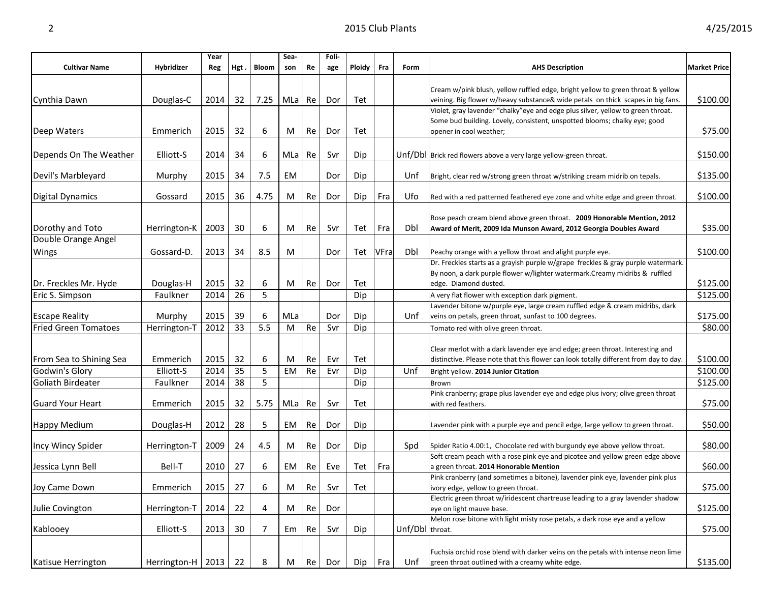| Cultivar Name | Hybridizer | Year Reg | Hgt . | Bloom | Sea-son | Re | Foli-age | Ploidy | Fra | Form | AHS Description | Market Price |
|---|---|---|---|---|---|---|---|---|---|---|---|---|
| Cynthia Dawn | Douglas-C | 2014 | 32 | 7.25 | MLa | Re | Dor | Tet | | | Cream w/pink blush, yellow ruffled edge, bright yellow to green throat & yellow veining. Big flower w/heavy substance& wide petals on thick scapes in big fans. | $100.00 |
| Deep Waters | Emmerich | 2015 | 32 | 6 | M | Re | Dor | Tet | | | Violet, gray lavender "chalky"eye and edge plus silver, yellow to green throat. Some bud building. Lovely, consistent, unspotted blooms; chalky eye; good opener in cool weather; | $75.00 |
| Depends On The Weather | Elliott-S | 2014 | 34 | 6 | MLa | Re | Svr | Dip | | Unf/Dbl | Brick red flowers above a very large yellow-green throat. | $150.00 |
| Devil's Marbleyard | Murphy | 2015 | 34 | 7.5 | EM | | Dor | Dip | | Unf | Bright, clear red w/strong green throat w/striking cream midrib on tepals. | $135.00 |
| Digital Dynamics | Gossard | 2015 | 36 | 4.75 | M | Re | Dor | Dip | Fra | Ufo | Red with a red patterned feathered eye zone and white edge and green throat. | $100.00 |
| Dorothy and Toto | Herrington-K | 2003 | 30 | 6 | M | Re | Svr | Tet | Fra | Dbl | Rose peach cream blend above green throat. **2009 Honorable Mention, 2012 Award of Merit, 2009 Ida Munson Award, 2012 Georgia Doubles Award** | $35.00 |
| Double Orange Angel Wings | Gossard-D. | 2013 | 34 | 8.5 | M | | Dor | Tet | VFra | Dbl | Peachy orange with a yellow throat and alight purple eye. | $100.00 |
| Dr. Freckles Mr. Hyde | Douglas-H | 2015 | 32 | 6 | M | Re | Dor | Tet | | | Dr. Freckles starts as a grayish purple w/grape freckles & gray purple watermark. By noon, a dark purple flower w/lighter watermark.Creamy midribs & ruffled edge. Diamond dusted. | $125.00 |
| Eric S. Simpson | Faulkner | 2014 | 26 | 5 | | | | Dip | | | A very flat flower with exception dark pigment. | $125.00 |
| Escape Reality | Murphy | 2015 | 39 | 6 | MLa | | Dor | Dip | | Unf | Lavender bitone w/purple eye, large cream ruffled edge & cream midribs, dark veins on petals, green throat, sunfast to 100 degrees. | $175.00 |
| Fried Green Tomatoes | Herrington-T | 2012 | 33 | 5.5 | M | Re | Svr | Dip | | | Tomato red with olive green throat. | $80.00 |
| From Sea to Shining Sea | Emmerich | 2015 | 32 | 6 | M | Re | Evr | Tet | | | Clear merlot with a dark lavender eye and edge; green throat. Interesting and distinctive. Please note that this flower can look totally different from day to day. | $100.00 |
| Godwin's Glory | Elliott-S | 2014 | 35 | 5 | EM | Re | Evr | Dip | | Unf | Bright yellow. **2014 Junior Citation** | $100.00 |
| Goliath Birdeater | Faulkner | 2014 | 38 | 5 | | | | Dip | | | Brown | $125.00 |
| Guard Your Heart | Emmerich | 2015 | 32 | 5.75 | MLa | Re | Svr | Tet | | | Pink cranberry; grape plus lavender eye and edge plus ivory; olive green throat with red feathers. | $75.00 |
| Happy Medium | Douglas-H | 2012 | 28 | 5 | EM | Re | Dor | Dip | | | Lavender pink with a purple eye and pencil edge, large yellow to green throat. | $50.00 |
| Incy Wincy Spider | Herrington-T | 2009 | 24 | 4.5 | M | Re | Dor | Dip | | Spd | Spider Ratio 4.00:1, Chocolate red with burgundy eye above yellow throat. | $80.00 |
| Jessica Lynn Bell | Bell-T | 2010 | 27 | 6 | EM | Re | Eve | Tet | Fra | | Soft cream peach with a rose pink eye and picotee and yellow green edge above a green throat. **2014 Honorable Mention** | $60.00 |
| Joy Came Down | Emmerich | 2015 | 27 | 6 | M | Re | Svr | Tet | | | Pink cranberry (and sometimes a bitone), lavender pink eye, lavender pink plus ivory edge, yellow to green throat. | $75.00 |
| Julie Covington | Herrington-T | 2014 | 22 | 4 | M | Re | Dor | | | | Electric green throat w/iridescent chartreuse leading to a gray lavender shadow eye on light mauve base. | $125.00 |
| Kablooey | Elliott-S | 2013 | 30 | 7 | Em | Re | Svr | Dip | | Unf/Dbl | Melon rose bitone with light misty rose petals, a dark rose eye and a yellow throat. | $75.00 |
| Katisue Herrington | Herrington-H | 2013 | 22 | 8 | M | Re | Dor | Dip | Fra | Unf | Fuchsia orchid rose blend with darker veins on the petals with intense neon lime green throat outlined with a creamy white edge. | $135.00 |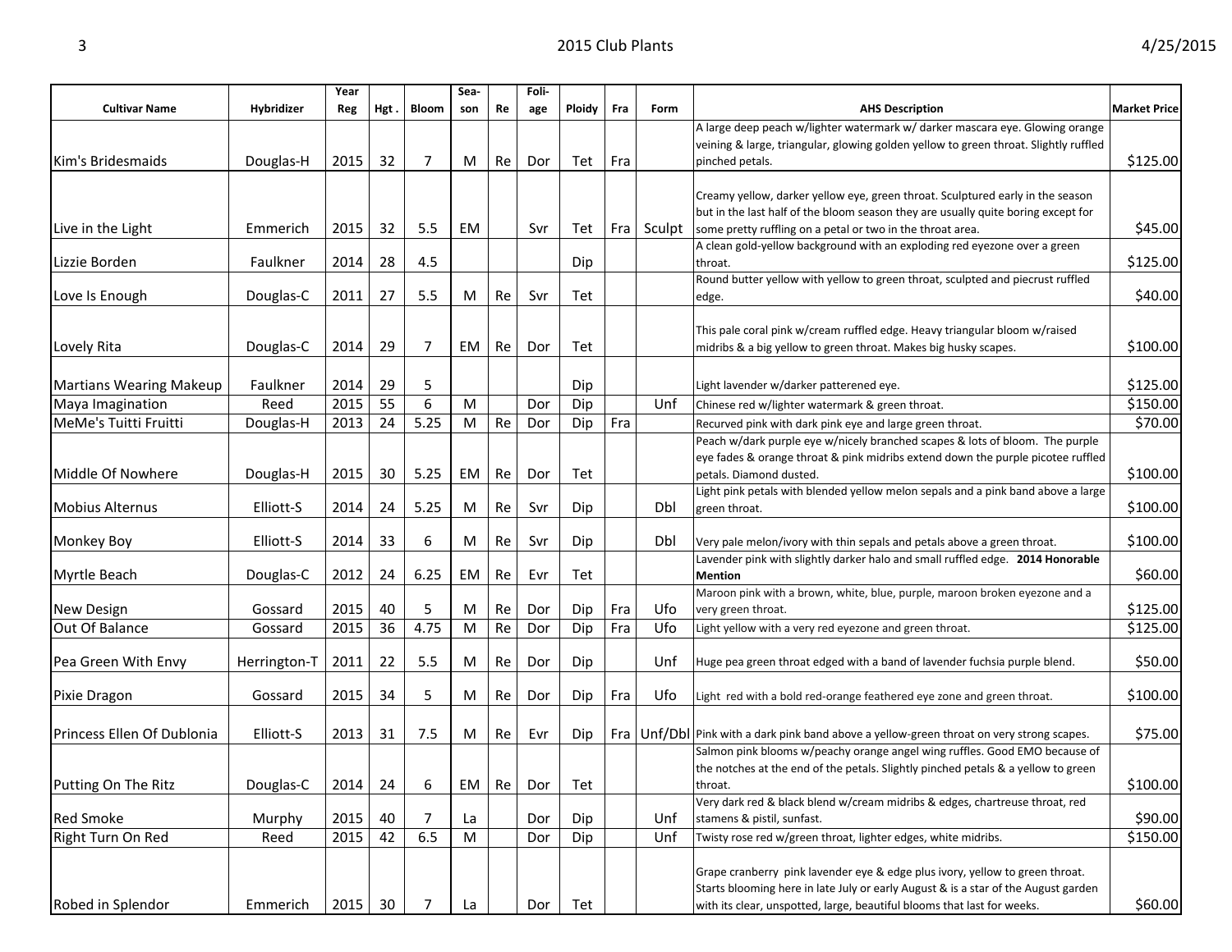| Cultivar Name | Hybridizer | Year Reg | Hgt . | Bloom | Sea-son | Re | Foli-age | Ploidy | Fra | Form | AHS Description | Market Price |
|---|---|---|---|---|---|---|---|---|---|---|---|---|
| Kim's Bridesmaids | Douglas-H | 2015 | 32 | 7 | M | Re | Dor | Tet | Fra | | A large deep peach w/lighter watermark w/ darker mascara eye. Glowing orange veining & large, triangular, glowing golden yellow to green throat. Slightly ruffled pinched petals. | $125.00 |
| Live in the Light | Emmerich | 2015 | 32 | 5.5 | EM | | Svr | Tet | Fra | Sculpt | Creamy yellow, darker yellow eye, green throat. Sculptured early in the season but in the last half of the bloom season they are usually quite boring except for some pretty ruffling on a petal or two in the throat area. | $45.00 |
| Lizzie Borden | Faulkner | 2014 | 28 | 4.5 | | | | Dip | | | A clean gold-yellow background with an exploding red eyezone over a green throat. | $125.00 |
| Love Is Enough | Douglas-C | 2011 | 27 | 5.5 | M | Re | Svr | Tet | | | Round butter yellow with yellow to green throat, sculpted and piecrust ruffled edge. | $40.00 |
| Lovely Rita | Douglas-C | 2014 | 29 | 7 | EM | Re | Dor | Tet | | | This pale coral pink w/cream ruffled edge. Heavy triangular bloom w/raised midribs & a big yellow to green throat. Makes big husky scapes. | $100.00 |
| Martians Wearing Makeup | Faulkner | 2014 | 29 | 5 | | | | Dip | | | Light lavender w/darker patterened eye. | $125.00 |
| Maya Imagination | Reed | 2015 | 55 | 6 | M | | Dor | Dip | | Unf | Chinese red w/lighter watermark & green throat. | $150.00 |
| MeMe's Tuitti Fruitti | Douglas-H | 2013 | 24 | 5.25 | M | Re | Dor | Dip | Fra | | Recurved pink with dark pink eye and large green throat. | $70.00 |
| Middle Of Nowhere | Douglas-H | 2015 | 30 | 5.25 | EM | Re | Dor | Tet | | | Peach w/dark purple eye w/nicely branched scapes & lots of bloom. The purple eye fades & orange throat & pink midribs extend down the purple picotee ruffled petals. Diamond dusted. | $100.00 |
| Mobius Alternus | Elliott-S | 2014 | 24 | 5.25 | M | Re | Svr | Dip | | Dbl | Light pink petals with blended yellow melon sepals and a pink band above a large green throat. | $100.00 |
| Monkey Boy | Elliott-S | 2014 | 33 | 6 | M | Re | Svr | Dip | | Dbl | Very pale melon/ivory with thin sepals and petals above a green throat. | $100.00 |
| Myrtle Beach | Douglas-C | 2012 | 24 | 6.25 | EM | Re | Evr | Tet | | | Lavender pink with slightly darker halo and small ruffled edge. **2014 Honorable Mention** | $60.00 |
| New Design | Gossard | 2015 | 40 | 5 | M | Re | Dor | Dip | Fra | Ufo | Maroon pink with a brown, white, blue, purple, maroon broken eyezone and a very green throat. | $125.00 |
| Out Of Balance | Gossard | 2015 | 36 | 4.75 | M | Re | Dor | Dip | Fra | Ufo | Light yellow with a very red eyezone and green throat. | $125.00 |
| Pea Green With Envy | Herrington-T | 2011 | 22 | 5.5 | M | Re | Dor | Dip | | Unf | Huge pea green throat edged with a band of lavender fuchsia purple blend. | $50.00 |
| Pixie Dragon | Gossard | 2015 | 34 | 5 | M | Re | Dor | Dip | Fra | Ufo | Light red with a bold red-orange feathered eye zone and green throat. | $100.00 |
| Princess Ellen Of Dublonia | Elliott-S | 2013 | 31 | 7.5 | M | Re | Evr | Dip | Fra | Unf/Dbl | Pink with a dark pink band above a yellow-green throat on very strong scapes. | $75.00 |
| Putting On The Ritz | Douglas-C | 2014 | 24 | 6 | EM | Re | Dor | Tet | | | Salmon pink blooms w/peachy orange angel wing ruffles. Good EMO because of the notches at the end of the petals. Slightly pinched petals & a yellow to green throat. | $100.00 |
| Red Smoke | Murphy | 2015 | 40 | 7 | La | | Dor | Dip | | Unf | Very dark red & black blend w/cream midribs & edges, chartreuse throat, red stamens & pistil, sunfast. | $90.00 |
| Right Turn On Red | Reed | 2015 | 42 | 6.5 | M | | Dor | Dip | | Unf | Twisty rose red w/green throat, lighter edges, white midribs. | $150.00 |
| Robed in Splendor | Emmerich | 2015 | 30 | 7 | La | | Dor | Tet | | | Grape cranberry pink lavender eye & edge plus ivory, yellow to green throat. Starts blooming here in late July or early August & is a star of the August garden with its clear, unspotted, large, beautiful blooms that last for weeks. | $60.00 |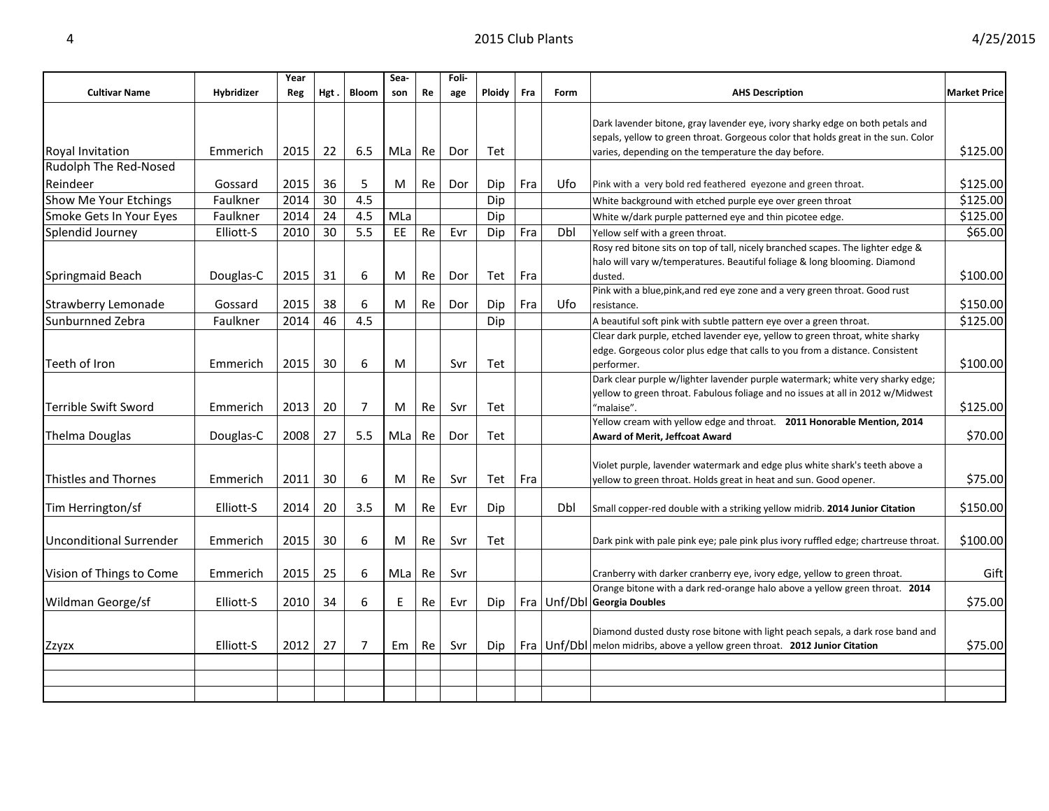| Cultivar Name | Hybridizer | Year Reg | Hgt . | Bloom | Season | Re | Foliage | Ploidy | Fra | Form | AHS Description | Market Price |
|---|---|---|---|---|---|---|---|---|---|---|---|---|
| Royal Invitation | Emmerich | 2015 | 22 | 6.5 | MLa | Re | Dor | Tet | | | Dark lavender bitone, gray lavender eye, ivory sharky edge on both petals and sepals, yellow to green throat. Gorgeous color that holds great in the sun. Color varies, depending on the temperature the day before. | $125.00 |
| Rudolph The Red-Nosed Reindeer | Gossard | 2015 | 36 | 5 | M | Re | Dor | Dip | Fra | Ufo | Pink with a very bold red feathered eyezone and green throat. | $125.00 |
| Show Me Your Etchings | Faulkner | 2014 | 30 | 4.5 | | | | Dip | | | White background with etched purple eye over green throat | $125.00 |
| Smoke Gets In Your Eyes | Faulkner | 2014 | 24 | 4.5 | MLa | | | Dip | | | White w/dark purple patterned eye and thin picotee edge. | $125.00 |
| Splendid Journey | Elliott-S | 2010 | 30 | 5.5 | EE | Re | Evr | Dip | Fra | Dbl | Yellow self with a green throat. | $65.00 |
| Springmaid Beach | Douglas-C | 2015 | 31 | 6 | M | Re | Dor | Tet | Fra | | Rosy red bitone sits on top of tall, nicely branched scapes. The lighter edge & halo will vary w/temperatures. Beautiful foliage & long blooming. Diamond dusted. | $100.00 |
| Strawberry Lemonade | Gossard | 2015 | 38 | 6 | M | Re | Dor | Dip | Fra | Ufo | Pink with a blue,pink,and red eye zone and a very green throat. Good rust resistance. | $150.00 |
| Sunburnned Zebra | Faulkner | 2014 | 46 | 4.5 | | | | Dip | | | A beautiful soft pink with subtle pattern eye over a green throat. | $125.00 |
| Teeth of Iron | Emmerich | 2015 | 30 | 6 | M | | Svr | Tet | | | Clear dark purple, etched lavender eye, yellow to green throat, white sharky edge. Gorgeous color plus edge that calls to you from a distance. Consistent performer. | $100.00 |
| Terrible Swift Sword | Emmerich | 2013 | 20 | 7 | M | Re | Svr | Tet | | | Dark clear purple w/lighter lavender purple watermark; white very sharky edge; yellow to green throat. Fabulous foliage and no issues at all in 2012 w/Midwest "malaise". | $125.00 |
| Thelma Douglas | Douglas-C | 2008 | 27 | 5.5 | MLa | Re | Dor | Tet | | | Yellow cream with yellow edge and throat. **2011 Honorable Mention, 2014 Award of Merit, Jeffcoat Award** | $70.00 |
| Thistles and Thornes | Emmerich | 2011 | 30 | 6 | M | Re | Svr | Tet | Fra | | Violet purple, lavender watermark and edge plus white shark's teeth above a yellow to green throat. Holds great in heat and sun. Good opener. | $75.00 |
| Tim Herrington/sf | Elliott-S | 2014 | 20 | 3.5 | M | Re | Evr | Dip | | Dbl | Small copper-red double with a striking yellow midrib. **2014 Junior Citation** | $150.00 |
| Unconditional Surrender | Emmerich | 2015 | 30 | 6 | M | Re | Svr | Tet | | | Dark pink with pale pink eye; pale pink plus ivory ruffled edge; chartreuse throat. | $100.00 |
| Vision of Things to Come | Emmerich | 2015 | 25 | 6 | MLa | Re | Svr | | | | Cranberry with darker cranberry eye, ivory edge, yellow to green throat. | Gift |
| Wildman George/sf | Elliott-S | 2010 | 34 | 6 | E | Re | Evr | Dip | Fra | Unf/Dbl | Orange bitone with a dark red-orange halo above a yellow green throat. **2014 Georgia Doubles** | $75.00 |
| Zzyzx | Elliott-S | 2012 | 27 | 7 | Em | Re | Svr | Dip | Fra | Unf/Dbl | Diamond dusted dusty rose bitone with light peach sepals, a dark rose band and melon midribs, above a yellow green throat. **2012 Junior Citation** | $75.00 |
| | | | | | | | | | | | | |
| | | | | | | | | | | | | |
| | | | | | | | | | | | | |